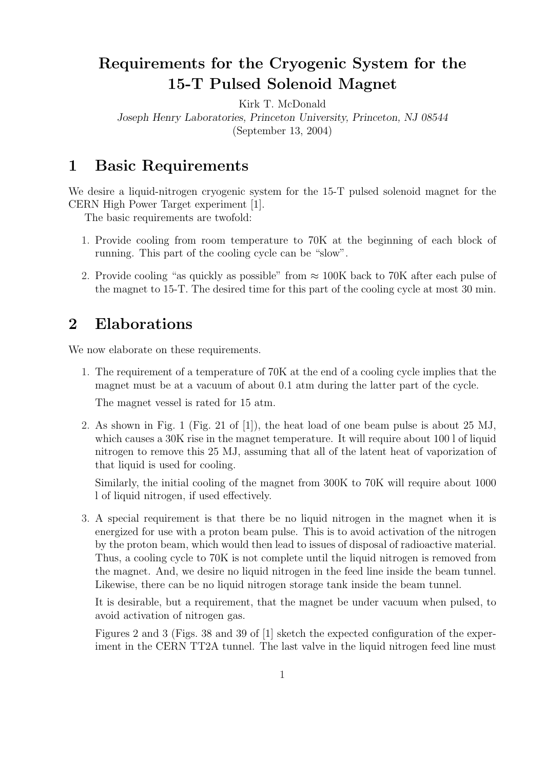# Requirements for the Cryogenic System for the 15-T Pulsed Solenoid Magnet

Kirk T. McDonald

*Joseph Henry Laboratories, Princeton University, Princeton, NJ 08544*

(September 13, 2004)

## 1 Basic Requirements

We desire a liquid-nitrogen cryogenic system for the 15-T pulsed solenoid magnet for the CERN High Power Target experiment [1].

The basic requirements are twofold:

1. Provide cooling from room temperature to 70K at the beginning of each block of running. This part of the cooling cycle can be "slow".
2. Provide cooling "as quickly as possible" from $\approx$ 100K back to 70K after each pulse of the magnet to 15-T. The desired time for this part of the cooling cycle at most 30 min.

## 2 Elaborations

We now elaborate on these requirements.

1. The requirement of a temperature of 70K at the end of a cooling cycle implies that the magnet must be at a vacuum of about 0.1 atm during the latter part of the cycle.

   The magnet vessel is rated for 15 atm.

2. As shown in Fig. 1 (Fig. 21 of [1]), the heat load of one beam pulse is about 25 MJ, which causes a 30K rise in the magnet temperature. It will require about 100 l of liquid nitrogen to remove this 25 MJ, assuming that all of the latent heat of vaporization of that liquid is used for cooling.

   Similarly, the initial cooling of the magnet from 300K to 70K will require about 1000 l of liquid nitrogen, if used effectively.

3. A special requirement is that there be no liquid nitrogen in the magnet when it is energized for use with a proton beam pulse. This is to avoid activation of the nitrogen by the proton beam, which would then lead to issues of disposal of radioactive material. Thus, a cooling cycle to 70K is not complete until the liquid nitrogen is removed from the magnet. And, we desire no liquid nitrogen in the feed line inside the beam tunnel. Likewise, there can be no liquid nitrogen storage tank inside the beam tunnel.

   It is desirable, but a requirement, that the magnet be under vacuum when pulsed, to avoid activation of nitrogen gas.

   Figures 2 and 3 (Figs. 38 and 39 of [1] sketch the expected configuration of the experiment in the CERN TT2A tunnel. The last valve in the liquid nitrogen feed line must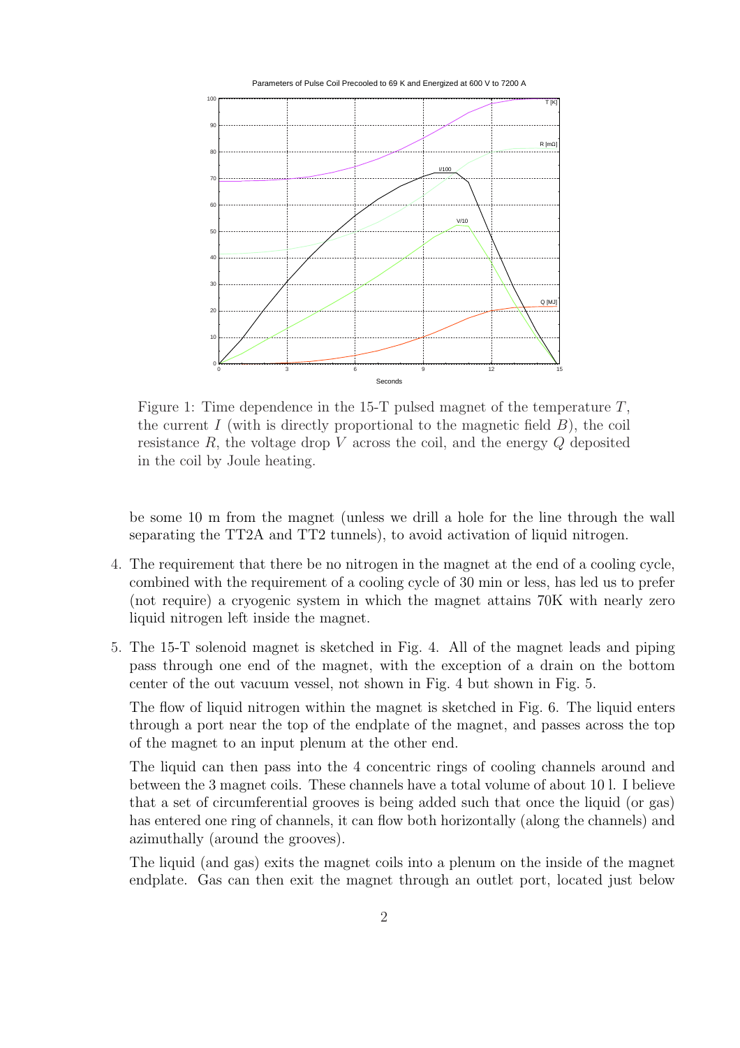Figure 1: Time dependence in the 15-T pulsed magnet of the temperature $T$, the current $I$ (with is directly proportional to the magnetic field $B$), the coil resistance $R$, the voltage drop $V$ across the coil, and the energy $Q$ deposited in the coil by Joule heating.

be some 10 m from the magnet (unless we drill a hole for the line through the wall separating the TT2A and TT2 tunnels), to avoid activation of liquid nitrogen.

4. The requirement that there be no nitrogen in the magnet at the end of a cooling cycle, combined with the requirement of a cooling cycle of 30 min or less, has led us to prefer (not require) a cryogenic system in which the magnet attains 70K with nearly zero liquid nitrogen left inside the magnet.

5. The 15-T solenoid magnet is sketched in Fig. 4. All of the magnet leads and piping pass through one end of the magnet, with the exception of a drain on the bottom center of the out vacuum vessel, not shown in Fig. 4 but shown in Fig. 5.

   The flow of liquid nitrogen within the magnet is sketched in Fig. 6. The liquid enters through a port near the top of the endplate of the magnet, and passes across the top of the magnet to an input plenum at the other end.

   The liquid can then pass into the 4 concentric rings of cooling channels around and between the 3 magnet coils. These channels have a total volume of about 10 l. I believe that a set of circumferential grooves is being added such that once the liquid (or gas) has entered one ring of channels, it can flow both horizontally (along the channels) and azimuthally (around the grooves).

   The liquid (and gas) exits the magnet coils into a plenum on the inside of the magnet endplate. Gas can then exit the magnet through an outlet port, located just below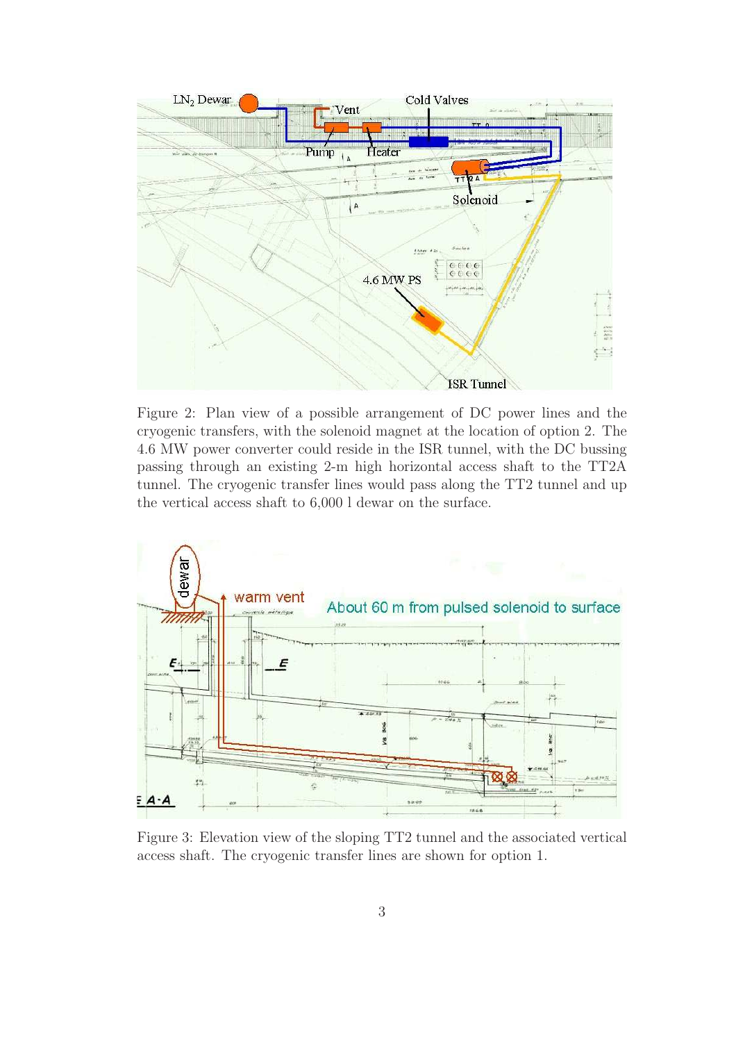Figure 2: Plan view of a possible arrangement of DC power lines and the cryogenic transfers, with the solenoid magnet at the location of option 2. The 4.6 MW power converter could reside in the ISR tunnel, with the DC bussing passing through an existing 2-m high horizontal access shaft to the TT2A tunnel. The cryogenic transfer lines would pass along the TT2 tunnel and up the vertical access shaft to 6,000 l dewar on the surface.

Figure 3: Elevation view of the sloping TT2 tunnel and the associated vertical access shaft. The cryogenic transfer lines are shown for option 1.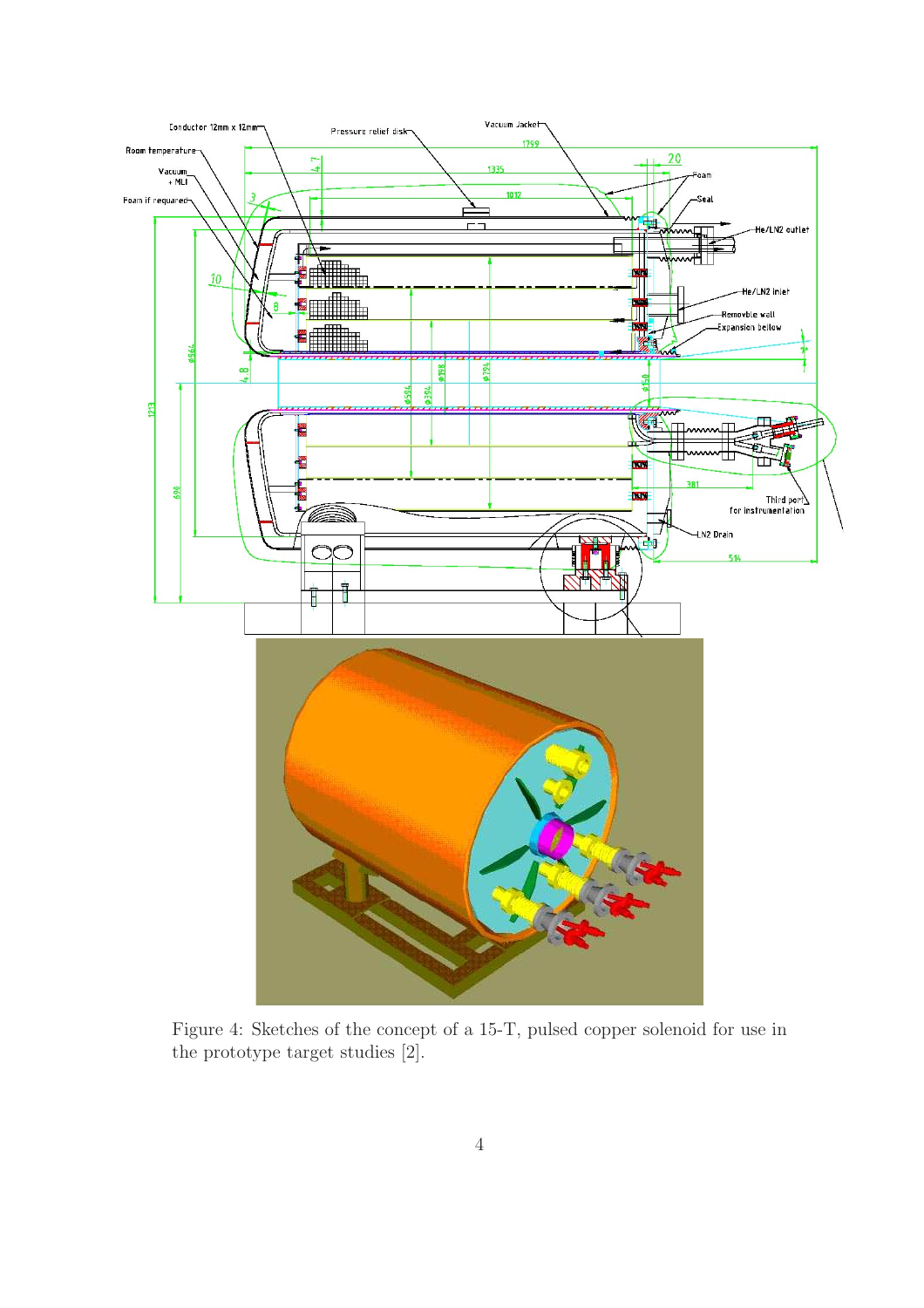Figure 4: Sketches of the concept of a 15-T, pulsed copper solenoid for use in the prototype target studies [2].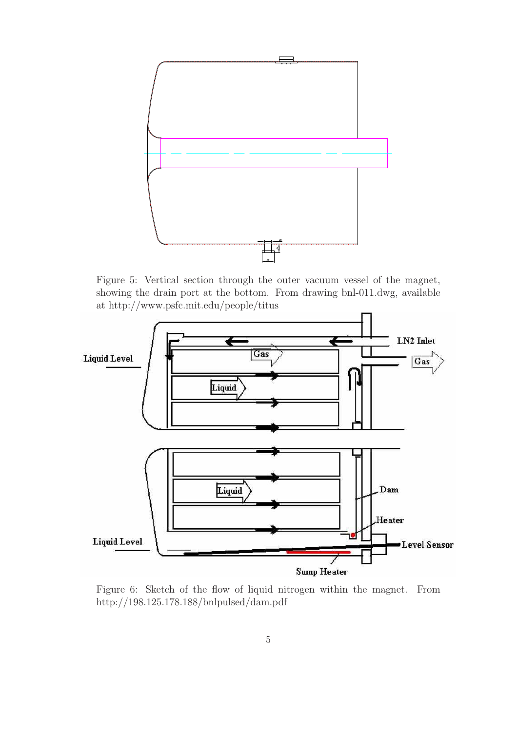Figure 5: Vertical section through the outer vacuum vessel of the magnet, showing the drain port at the bottom. From drawing bnl-011.dwg, available at http://www.psfc.mit.edu/people/titus

Figure 6: Sketch of the flow of liquid nitrogen within the magnet. From http://198.125.178.188/bnlpulsed/dam.pdf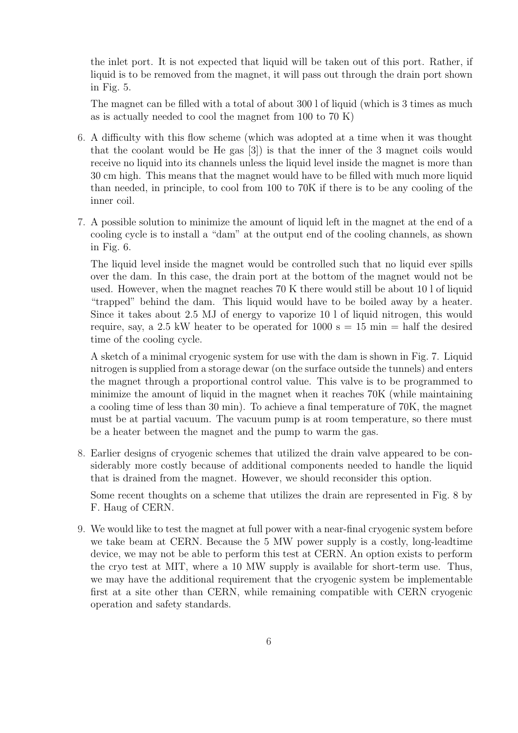the inlet port. It is not expected that liquid will be taken out of this port. Rather, if liquid is to be removed from the magnet, it will pass out through the drain port shown in Fig. 5.

The magnet can be filled with a total of about 300 l of liquid (which is 3 times as much as is actually needed to cool the magnet from 100 to 70 K)

6. A difficulty with this flow scheme (which was adopted at a time when it was thought that the coolant would be He gas [3]) is that the inner of the 3 magnet coils would receive no liquid into its channels unless the liquid level inside the magnet is more than 30 cm high. This means that the magnet would have to be filled with much more liquid than needed, in principle, to cool from 100 to 70K if there is to be any cooling of the inner coil.

7. A possible solution to minimize the amount of liquid left in the magnet at the end of a cooling cycle is to install a "dam" at the output end of the cooling channels, as shown in Fig. 6.

   The liquid level inside the magnet would be controlled such that no liquid ever spills over the dam. In this case, the drain port at the bottom of the magnet would not be used. However, when the magnet reaches 70 K there would still be about 10 l of liquid "trapped" behind the dam. This liquid would have to be boiled away by a heater. Since it takes about 2.5 MJ of energy to vaporize 10 l of liquid nitrogen, this would require, say, a 2.5 kW heater to be operated for 1000 s = 15 min = half the desired time of the cooling cycle.

   A sketch of a minimal cryogenic system for use with the dam is shown in Fig. 7. Liquid nitrogen is supplied from a storage dewar (on the surface outside the tunnels) and enters the magnet through a proportional control value. This valve is to be programmed to minimize the amount of liquid in the magnet when it reaches 70K (while maintaining a cooling time of less than 30 min). To achieve a final temperature of 70K, the magnet must be at partial vacuum. The vacuum pump is at room temperature, so there must be a heater between the magnet and the pump to warm the gas.

8. Earlier designs of cryogenic schemes that utilized the drain valve appeared to be considerably more costly because of additional components needed to handle the liquid that is drained from the magnet. However, we should reconsider this option.

   Some recent thoughts on a scheme that utilizes the drain are represented in Fig. 8 by F. Haug of CERN.

9. We would like to test the magnet at full power with a near-final cryogenic system before we take beam at CERN. Because the 5 MW power supply is a costly, long-leadtime device, we may not be able to perform this test at CERN. An option exists to perform the cryo test at MIT, where a 10 MW supply is available for short-term use. Thus, we may have the additional requirement that the cryogenic system be implementable first at a site other than CERN, while remaining compatible with CERN cryogenic operation and safety standards.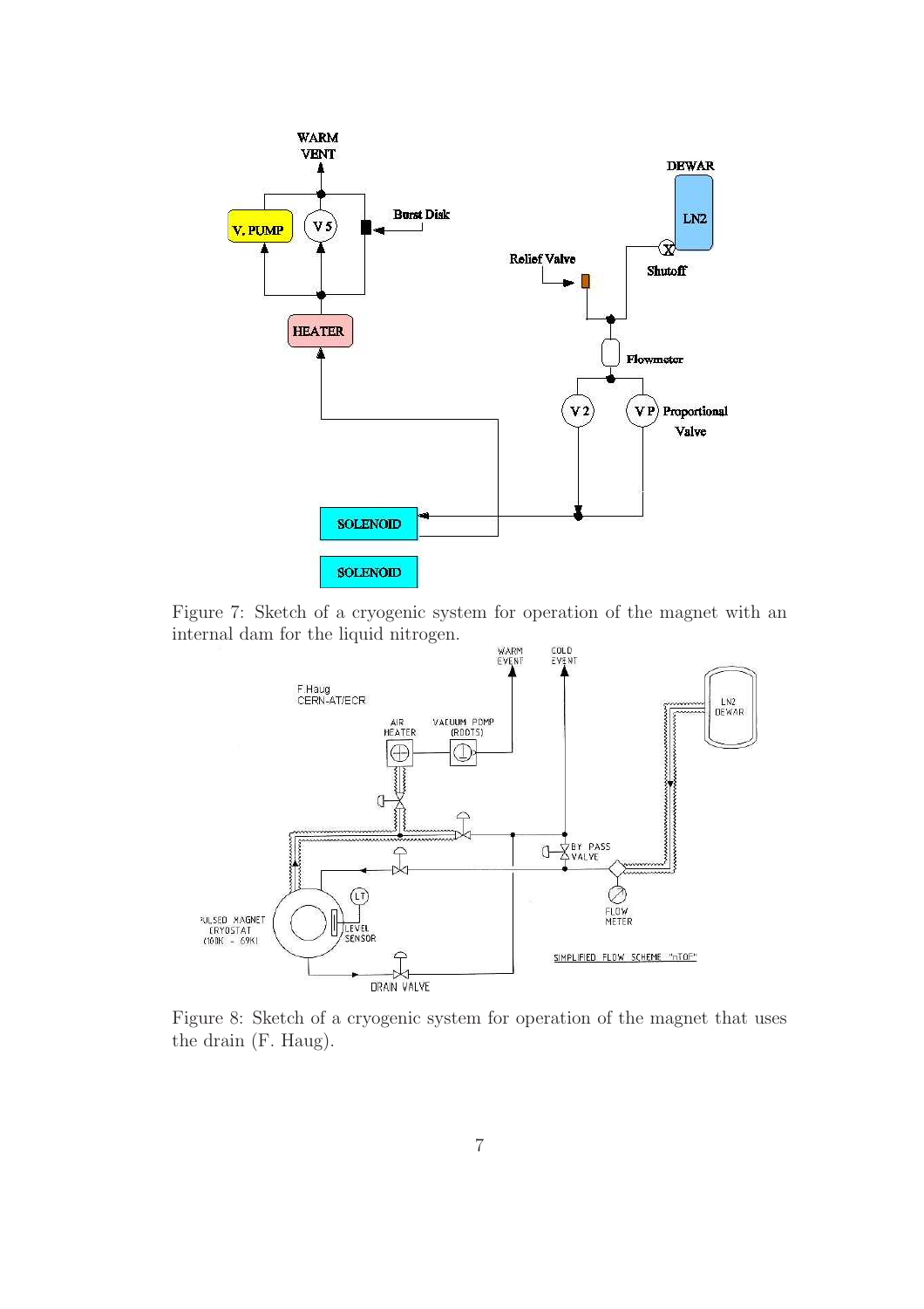Figure 7: Sketch of a cryogenic system for operation of the magnet with an internal dam for the liquid nitrogen.

Figure 8: Sketch of a cryogenic system for operation of the magnet that uses the drain (F. Haug).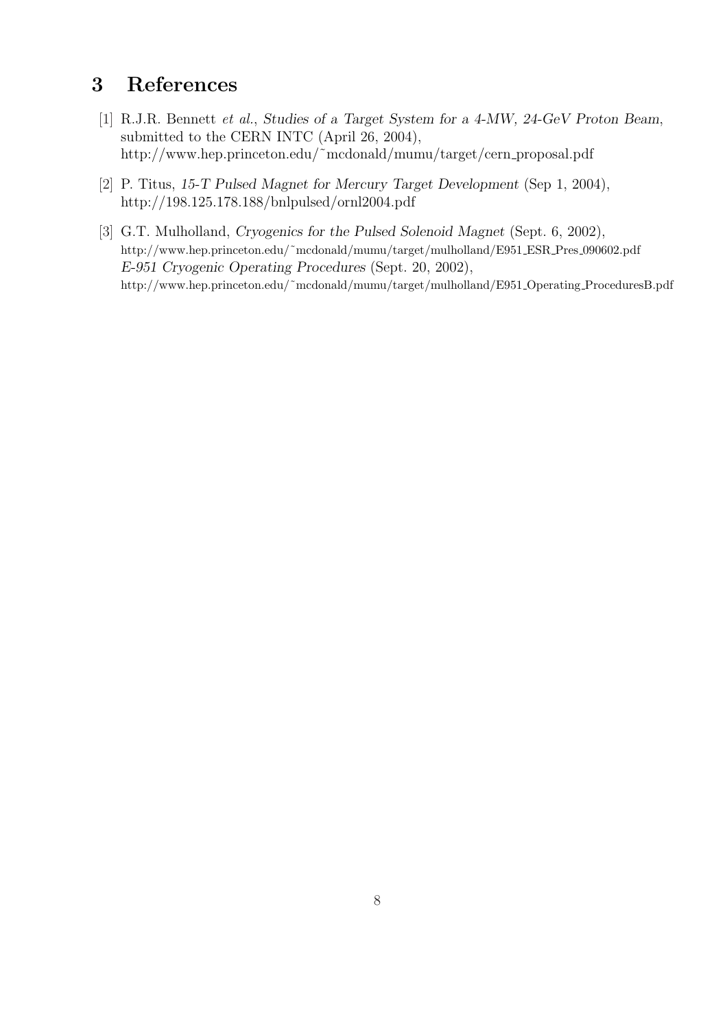## 3 References

[1] R.J.R. Bennett *et al.*, *Studies of a Target System for a 4-MW, 24-GeV Proton Beam*, submitted to the CERN INTC (April 26, 2004),
http://www.hep.princeton.edu/~mcdonald/mumu/target/cern_proposal.pdf

[2] P. Titus, *15-T Pulsed Magnet for Mercury Target Development* (Sep 1, 2004),
http://198.125.178.188/bnlpulsed/ornl2004.pdf

[3] G.T. Mulholland, *Cryogenics for the Pulsed Solenoid Magnet* (Sept. 6, 2002),
http://www.hep.princeton.edu/~mcdonald/mumu/target/mulholland/E951_ESR_Pres_090602.pdf
*E-951 Cryogenic Operating Procedures* (Sept. 20, 2002),
http://www.hep.princeton.edu/~mcdonald/mumu/target/mulholland/E951_Operating_ProceduresB.pdf